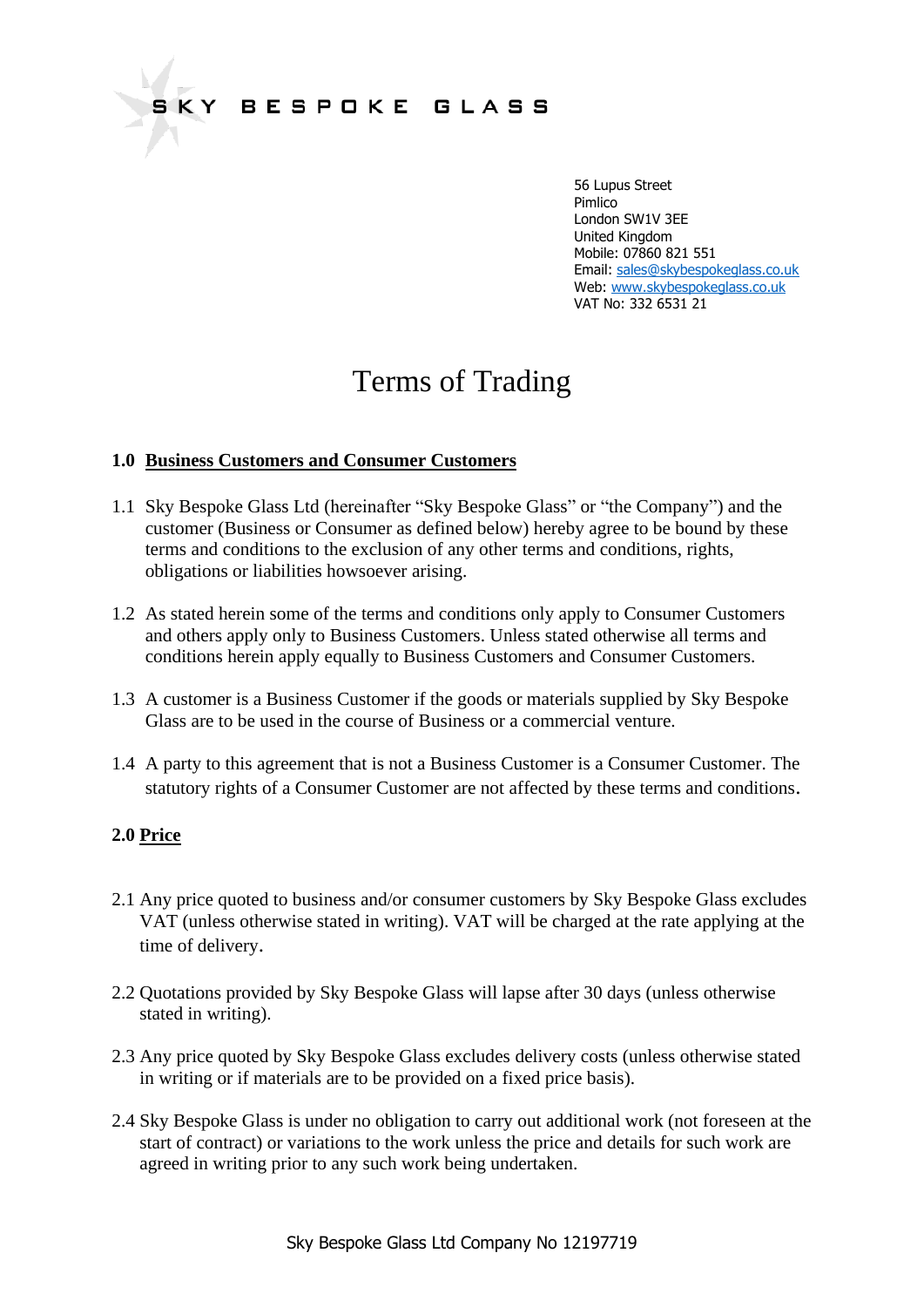SKY BESPOKE GLASS

56 Lupus Street
Pimlico
London SW1V 3EE
United Kingdom
Mobile: 07860 821 551
Email: sales@skybespokeglass.co.uk
Web: www.skybespokeglass.co.uk
VAT No: 332 6531 21

# Terms of Trading

## 1.0 Business Customers and Consumer Customers

1.1 Sky Bespoke Glass Ltd (hereinafter "Sky Bespoke Glass" or "the Company") and the customer (Business or Consumer as defined below) hereby agree to be bound by these terms and conditions to the exclusion of any other terms and conditions, rights, obligations or liabilities howsoever arising.

1.2 As stated herein some of the terms and conditions only apply to Consumer Customers and others apply only to Business Customers. Unless stated otherwise all terms and conditions herein apply equally to Business Customers and Consumer Customers.

1.3 A customer is a Business Customer if the goods or materials supplied by Sky Bespoke Glass are to be used in the course of Business or a commercial venture.

1.4 A party to this agreement that is not a Business Customer is a Consumer Customer. The statutory rights of a Consumer Customer are not affected by these terms and conditions.

## 2.0 Price

2.1 Any price quoted to business and/or consumer customers by Sky Bespoke Glass excludes VAT (unless otherwise stated in writing). VAT will be charged at the rate applying at the time of delivery.

2.2 Quotations provided by Sky Bespoke Glass will lapse after 30 days (unless otherwise stated in writing).

2.3 Any price quoted by Sky Bespoke Glass excludes delivery costs (unless otherwise stated in writing or if materials are to be provided on a fixed price basis).

2.4 Sky Bespoke Glass is under no obligation to carry out additional work (not foreseen at the start of contract) or variations to the work unless the price and details for such work are agreed in writing prior to any such work being undertaken.

Sky Bespoke Glass Ltd Company No 12197719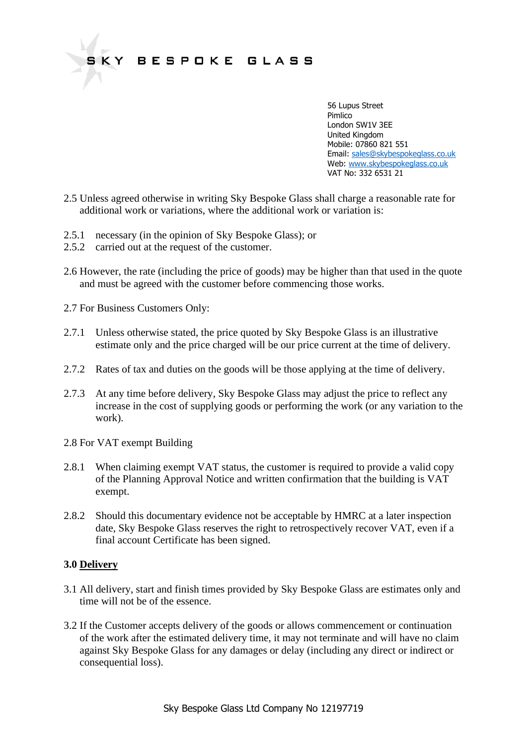2.5 Unless agreed otherwise in writing Sky Bespoke Glass shall charge a reasonable rate for additional work or variations, where the additional work or variation is:

2.5.1 necessary (in the opinion of Sky Bespoke Glass); or
2.5.2 carried out at the request of the customer.

2.6 However, the rate (including the price of goods) may be higher than that used in the quote and must be agreed with the customer before commencing those works.

2.7 For Business Customers Only:

2.7.1 Unless otherwise stated, the price quoted by Sky Bespoke Glass is an illustrative estimate only and the price charged will be our price current at the time of delivery.

2.7.2 Rates of tax and duties on the goods will be those applying at the time of delivery.

2.7.3 At any time before delivery, Sky Bespoke Glass may adjust the price to reflect any increase in the cost of supplying goods or performing the work (or any variation to the work).

2.8 For VAT exempt Building

2.8.1 When claiming exempt VAT status, the customer is required to provide a valid copy of the Planning Approval Notice and written confirmation that the building is VAT exempt.

2.8.2 Should this documentary evidence not be acceptable by HMRC at a later inspection date, Sky Bespoke Glass reserves the right to retrospectively recover VAT, even if a final account Certificate has been signed.

**3.0 Delivery**

3.1 All delivery, start and finish times provided by Sky Bespoke Glass are estimates only and time will not be of the essence.

3.2 If the Customer accepts delivery of the goods or allows commencement or continuation of the work after the estimated delivery time, it may not terminate and will have no claim against Sky Bespoke Glass for any damages or delay (including any direct or indirect or consequential loss).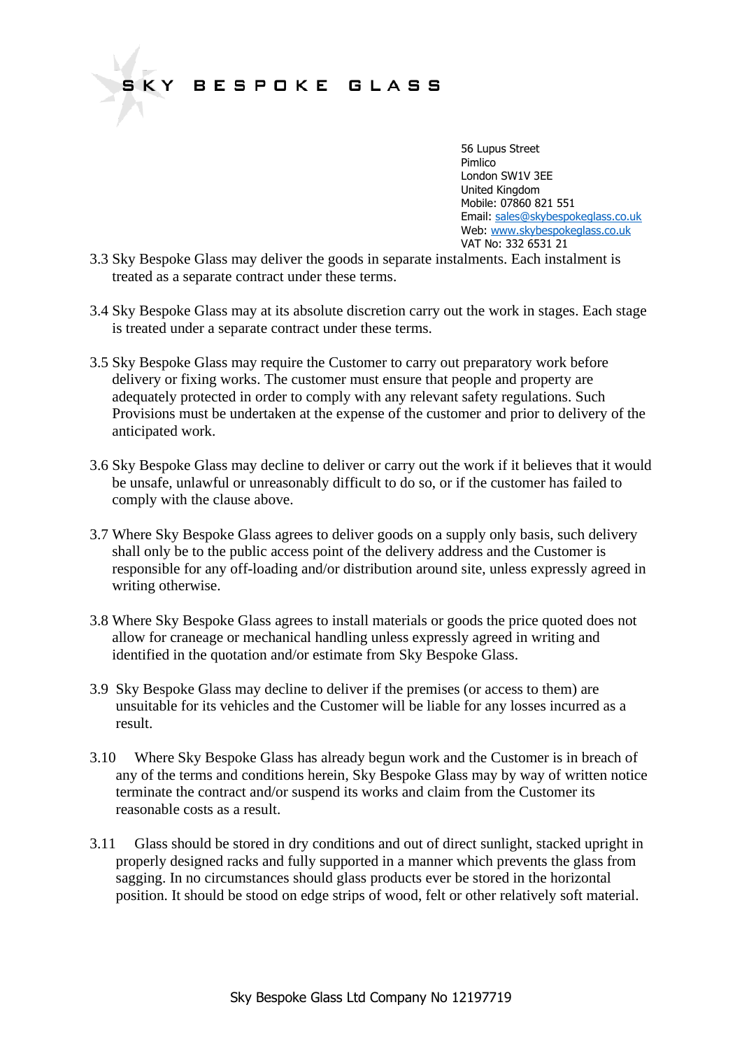3.3 Sky Bespoke Glass may deliver the goods in separate instalments. Each instalment is treated as a separate contract under these terms.

3.4 Sky Bespoke Glass may at its absolute discretion carry out the work in stages. Each stage is treated under a separate contract under these terms.

3.5 Sky Bespoke Glass may require the Customer to carry out preparatory work before delivery or fixing works. The customer must ensure that people and property are adequately protected in order to comply with any relevant safety regulations. Such Provisions must be undertaken at the expense of the customer and prior to delivery of the anticipated work.

3.6 Sky Bespoke Glass may decline to deliver or carry out the work if it believes that it would be unsafe, unlawful or unreasonably difficult to do so, or if the customer has failed to comply with the clause above.

3.7 Where Sky Bespoke Glass agrees to deliver goods on a supply only basis, such delivery shall only be to the public access point of the delivery address and the Customer is responsible for any off-loading and/or distribution around site, unless expressly agreed in writing otherwise.

3.8 Where Sky Bespoke Glass agrees to install materials or goods the price quoted does not allow for craneage or mechanical handling unless expressly agreed in writing and identified in the quotation and/or estimate from Sky Bespoke Glass.

3.9 Sky Bespoke Glass may decline to deliver if the premises (or access to them) are unsuitable for its vehicles and the Customer will be liable for any losses incurred as a result.

3.10 Where Sky Bespoke Glass has already begun work and the Customer is in breach of any of the terms and conditions herein, Sky Bespoke Glass may by way of written notice terminate the contract and/or suspend its works and claim from the Customer its reasonable costs as a result.

3.11 Glass should be stored in dry conditions and out of direct sunlight, stacked upright in properly designed racks and fully supported in a manner which prevents the glass from sagging. In no circumstances should glass products ever be stored in the horizontal position. It should be stood on edge strips of wood, felt or other relatively soft material.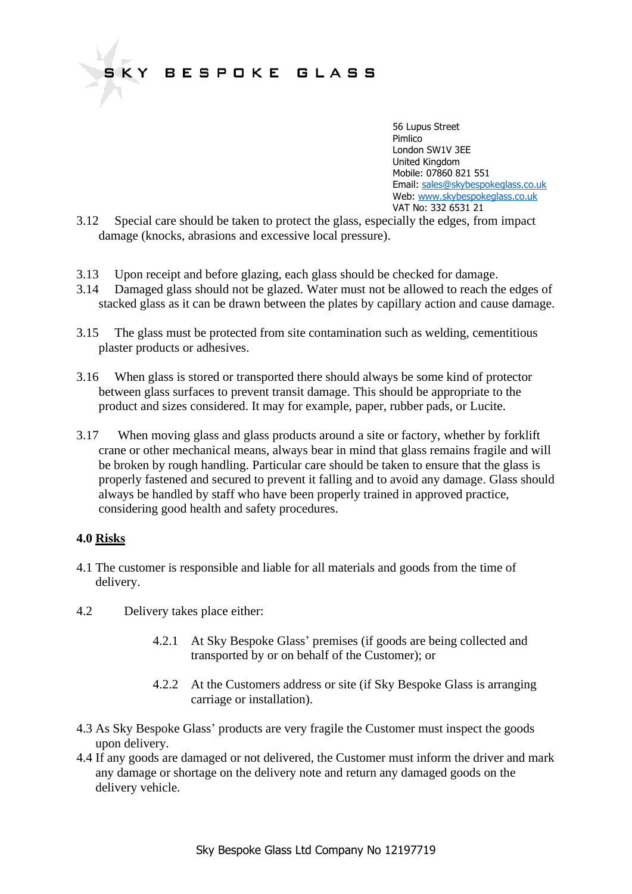3.12 Special care should be taken to protect the glass, especially the edges, from impact damage (knocks, abrasions and excessive local pressure).

3.13 Upon receipt and before glazing, each glass should be checked for damage.

3.14 Damaged glass should not be glazed. Water must not be allowed to reach the edges of stacked glass as it can be drawn between the plates by capillary action and cause damage.

3.15 The glass must be protected from site contamination such as welding, cementitious plaster products or adhesives.

3.16 When glass is stored or transported there should always be some kind of protector between glass surfaces to prevent transit damage. This should be appropriate to the product and sizes considered. It may for example, paper, rubber pads, or Lucite.

3.17 When moving glass and glass products around a site or factory, whether by forklift crane or other mechanical means, always bear in mind that glass remains fragile and will be broken by rough handling. Particular care should be taken to ensure that the glass is properly fastened and secured to prevent it falling and to avoid any damage. Glass should always be handled by staff who have been properly trained in approved practice, considering good health and safety procedures.

## 4.0 Risks

4.1 The customer is responsible and liable for all materials and goods from the time of delivery.

4.2 Delivery takes place either:

- 4.2.1 At Sky Bespoke Glass' premises (if goods are being collected and transported by or on behalf of the Customer); or
- 4.2.2 At the Customers address or site (if Sky Bespoke Glass is arranging carriage or installation).

4.3 As Sky Bespoke Glass' products are very fragile the Customer must inspect the goods upon delivery.

4.4 If any goods are damaged or not delivered, the Customer must inform the driver and mark any damage or shortage on the delivery note and return any damaged goods on the delivery vehicle.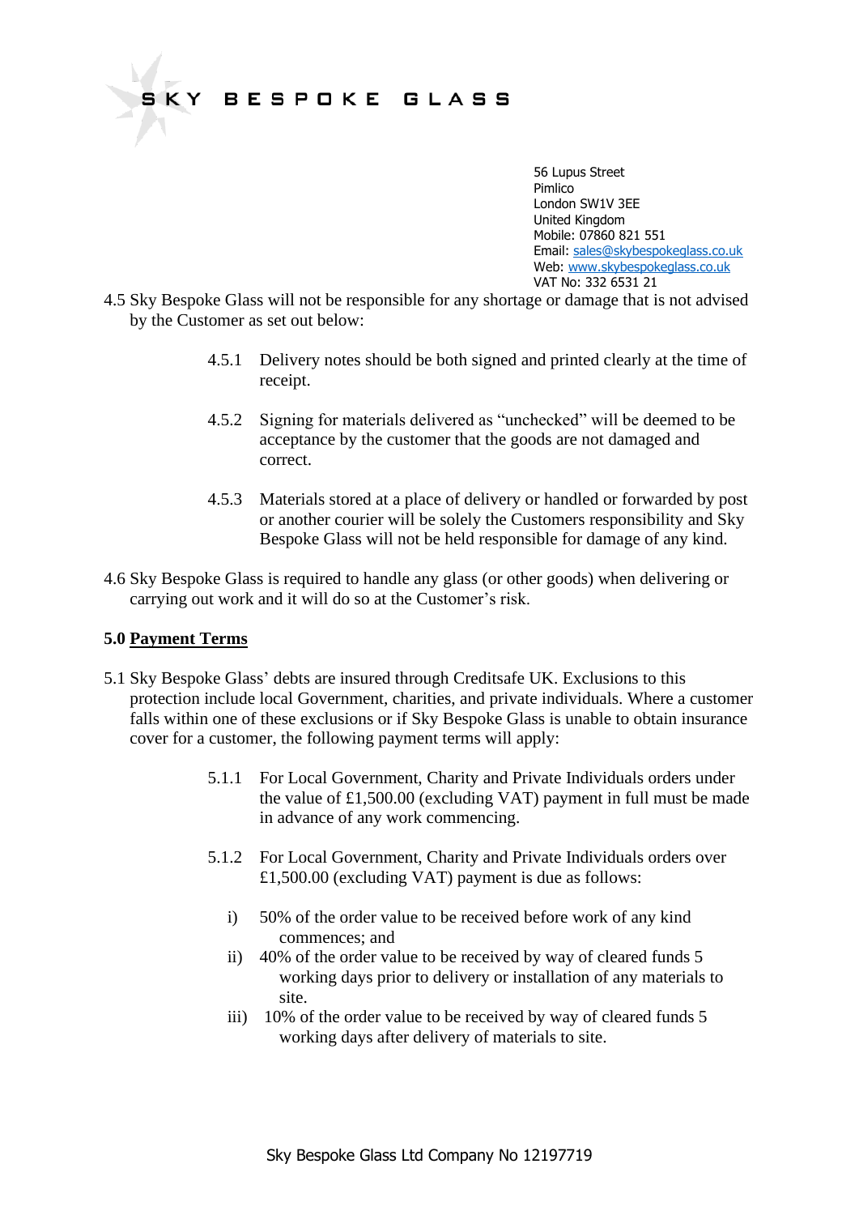4.5 Sky Bespoke Glass will not be responsible for any shortage or damage that is not advised by the Customer as set out below:

4.5.1 Delivery notes should be both signed and printed clearly at the time of receipt.

4.5.2 Signing for materials delivered as "unchecked" will be deemed to be acceptance by the customer that the goods are not damaged and correct.

4.5.3 Materials stored at a place of delivery or handled or forwarded by post or another courier will be solely the Customers responsibility and Sky Bespoke Glass will not be held responsible for damage of any kind.

4.6 Sky Bespoke Glass is required to handle any glass (or other goods) when delivering or carrying out work and it will do so at the Customer's risk.

## 5.0 Payment Terms

5.1 Sky Bespoke Glass' debts are insured through Creditsafe UK. Exclusions to this protection include local Government, charities, and private individuals. Where a customer falls within one of these exclusions or if Sky Bespoke Glass is unable to obtain insurance cover for a customer, the following payment terms will apply:

5.1.1 For Local Government, Charity and Private Individuals orders under the value of £1,500.00 (excluding VAT) payment in full must be made in advance of any work commencing.

5.1.2 For Local Government, Charity and Private Individuals orders over £1,500.00 (excluding VAT) payment is due as follows:

i) 50% of the order value to be received before work of any kind commences; and

ii) 40% of the order value to be received by way of cleared funds 5 working days prior to delivery or installation of any materials to site.

iii) 10% of the order value to be received by way of cleared funds 5 working days after delivery of materials to site.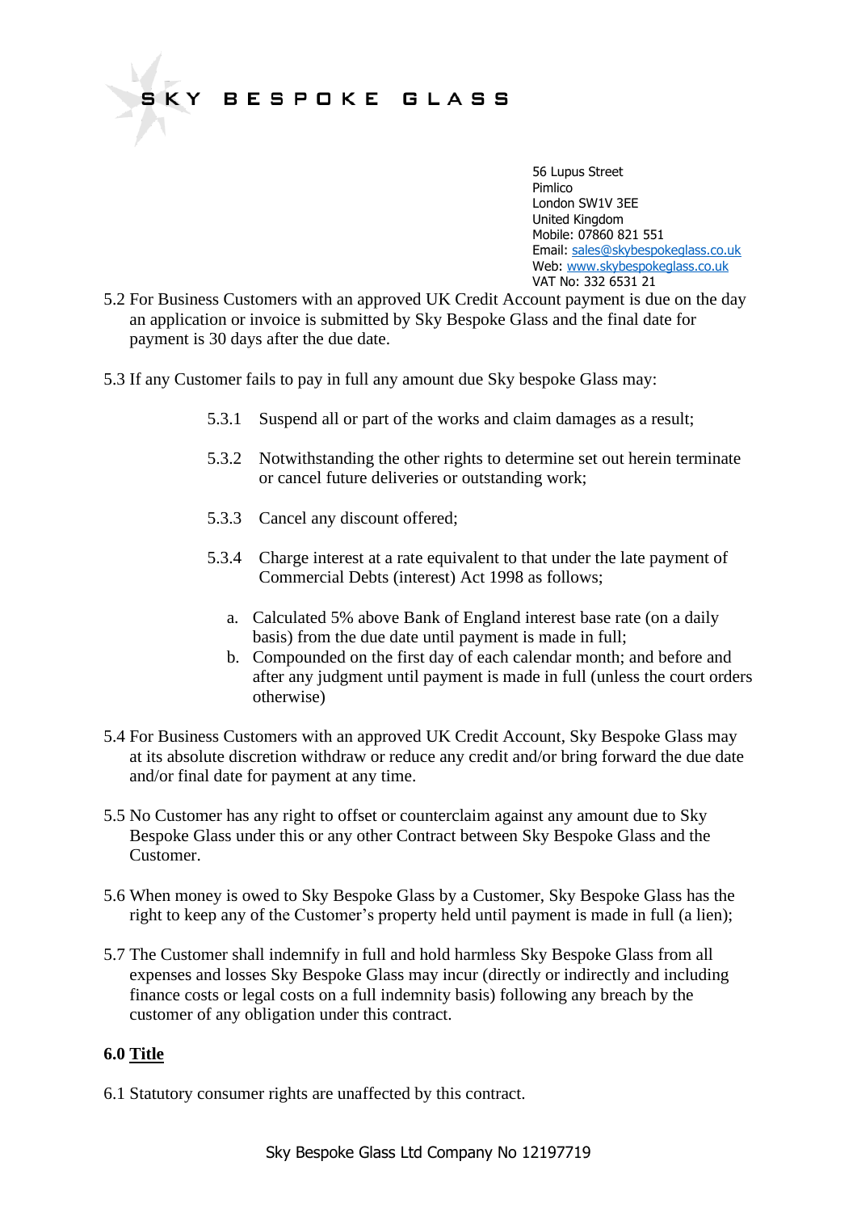56 Lupus Street
Pimlico
London SW1V 3EE
United Kingdom
Mobile: 07860 821 551
Email: sales@skybespokeglass.co.uk
Web: www.skybespokeglass.co.uk
VAT No: 332 6531 21

5.2 For Business Customers with an approved UK Credit Account payment is due on the day an application or invoice is submitted by Sky Bespoke Glass and the final date for payment is 30 days after the due date.

5.3 If any Customer fails to pay in full any amount due Sky bespoke Glass may:

- 5.3.1 Suspend all or part of the works and claim damages as a result;
- 5.3.2 Notwithstanding the other rights to determine set out herein terminate or cancel future deliveries or outstanding work;
- 5.3.3 Cancel any discount offered;
- 5.3.4 Charge interest at a rate equivalent to that under the late payment of Commercial Debts (interest) Act 1998 as follows;
  - a. Calculated 5% above Bank of England interest base rate (on a daily basis) from the due date until payment is made in full;
  - b. Compounded on the first day of each calendar month; and before and after any judgment until payment is made in full (unless the court orders otherwise)

5.4 For Business Customers with an approved UK Credit Account, Sky Bespoke Glass may at its absolute discretion withdraw or reduce any credit and/or bring forward the due date and/or final date for payment at any time.

5.5 No Customer has any right to offset or counterclaim against any amount due to Sky Bespoke Glass under this or any other Contract between Sky Bespoke Glass and the Customer.

5.6 When money is owed to Sky Bespoke Glass by a Customer, Sky Bespoke Glass has the right to keep any of the Customer's property held until payment is made in full (a lien);

5.7 The Customer shall indemnify in full and hold harmless Sky Bespoke Glass from all expenses and losses Sky Bespoke Glass may incur (directly or indirectly and including finance costs or legal costs on a full indemnity basis) following any breach by the customer of any obligation under this contract.

## 6.0 Title

6.1 Statutory consumer rights are unaffected by this contract.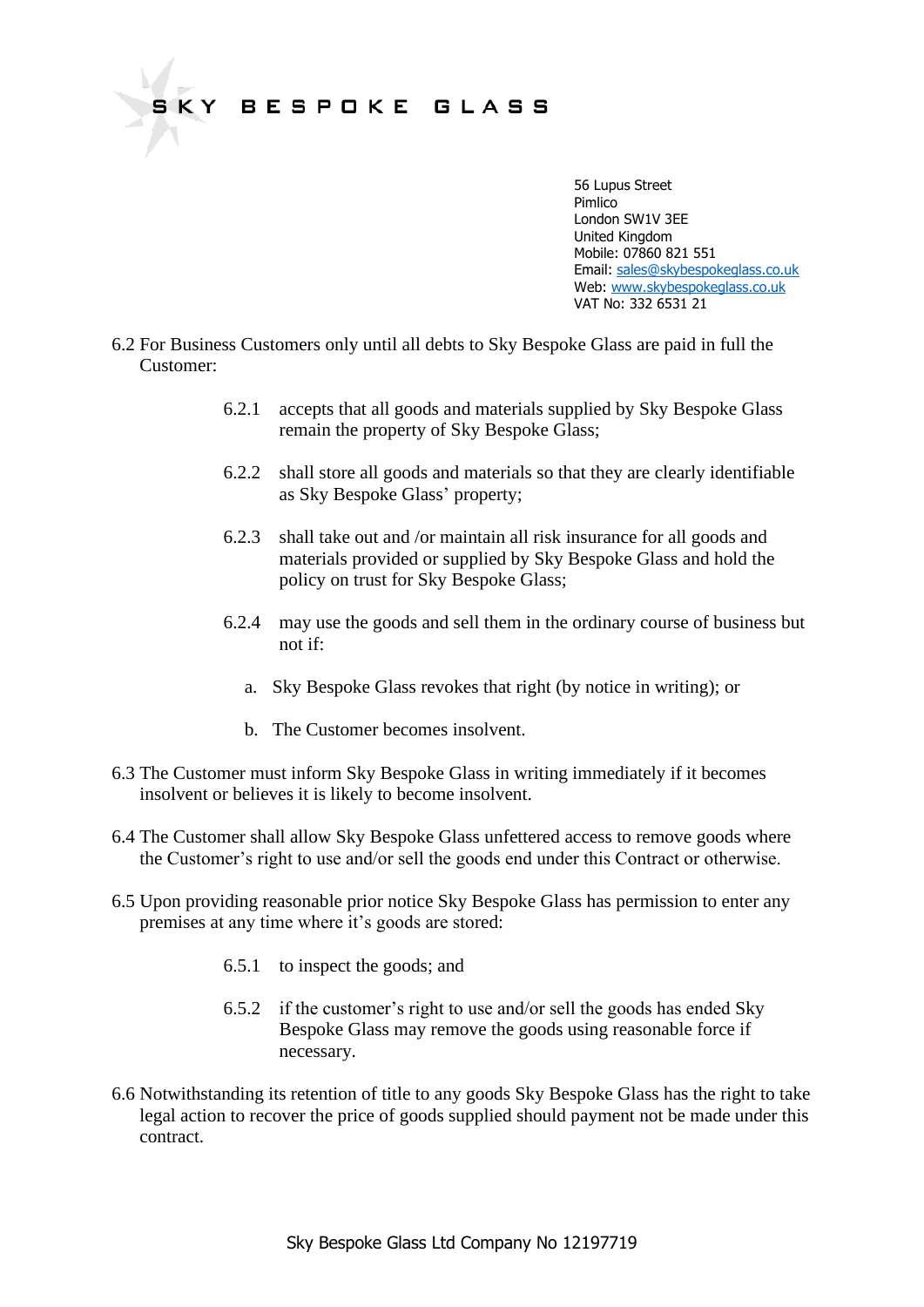**SKY BESPOKE GLASS**

56 Lupus Street
Pimlico
London SW1V 3EE
United Kingdom
Mobile: 07860 821 551
Email: sales@skybespokeglass.co.uk
Web: www.skybespokeglass.co.uk
VAT No: 332 6531 21

6.2 For Business Customers only until all debts to Sky Bespoke Glass are paid in full the Customer:

6.2.1 accepts that all goods and materials supplied by Sky Bespoke Glass remain the property of Sky Bespoke Glass;

6.2.2 shall store all goods and materials so that they are clearly identifiable as Sky Bespoke Glass' property;

6.2.3 shall take out and /or maintain all risk insurance for all goods and materials provided or supplied by Sky Bespoke Glass and hold the policy on trust for Sky Bespoke Glass;

6.2.4 may use the goods and sell them in the ordinary course of business but not if:

a. Sky Bespoke Glass revokes that right (by notice in writing); or

b. The Customer becomes insolvent.

6.3 The Customer must inform Sky Bespoke Glass in writing immediately if it becomes insolvent or believes it is likely to become insolvent.

6.4 The Customer shall allow Sky Bespoke Glass unfettered access to remove goods where the Customer's right to use and/or sell the goods end under this Contract or otherwise.

6.5 Upon providing reasonable prior notice Sky Bespoke Glass has permission to enter any premises at any time where it's goods are stored:

6.5.1 to inspect the goods; and

6.5.2 if the customer's right to use and/or sell the goods has ended Sky Bespoke Glass may remove the goods using reasonable force if necessary.

6.6 Notwithstanding its retention of title to any goods Sky Bespoke Glass has the right to take legal action to recover the price of goods supplied should payment not be made under this contract.

Sky Bespoke Glass Ltd Company No 12197719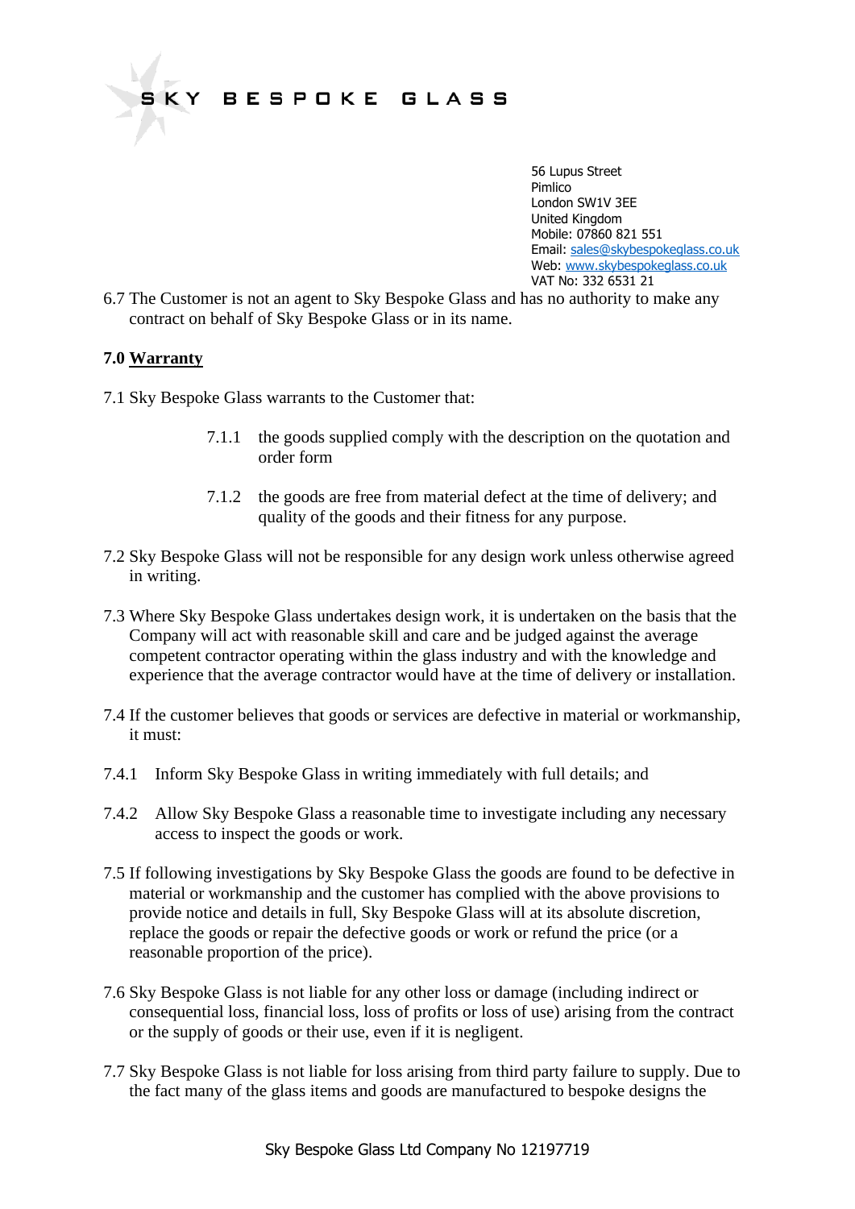6.7 The Customer is not an agent to Sky Bespoke Glass and has no authority to make any contract on behalf of Sky Bespoke Glass or in its name.

### 7.0 Warranty

7.1 Sky Bespoke Glass warrants to the Customer that:

> 7.1.1 the goods supplied comply with the description on the quotation and order form
>
> 7.1.2 the goods are free from material defect at the time of delivery; and quality of the goods and their fitness for any purpose.

7.2 Sky Bespoke Glass will not be responsible for any design work unless otherwise agreed in writing.

7.3 Where Sky Bespoke Glass undertakes design work, it is undertaken on the basis that the Company will act with reasonable skill and care and be judged against the average competent contractor operating within the glass industry and with the knowledge and experience that the average contractor would have at the time of delivery or installation.

7.4 If the customer believes that goods or services are defective in material or workmanship, it must:

7.4.1 Inform Sky Bespoke Glass in writing immediately with full details; and

7.4.2 Allow Sky Bespoke Glass a reasonable time to investigate including any necessary access to inspect the goods or work.

7.5 If following investigations by Sky Bespoke Glass the goods are found to be defective in material or workmanship and the customer has complied with the above provisions to provide notice and details in full, Sky Bespoke Glass will at its absolute discretion, replace the goods or repair the defective goods or work or refund the price (or a reasonable proportion of the price).

7.6 Sky Bespoke Glass is not liable for any other loss or damage (including indirect or consequential loss, financial loss, loss of profits or loss of use) arising from the contract or the supply of goods or their use, even if it is negligent.

7.7 Sky Bespoke Glass is not liable for loss arising from third party failure to supply. Due to the fact many of the glass items and goods are manufactured to bespoke designs the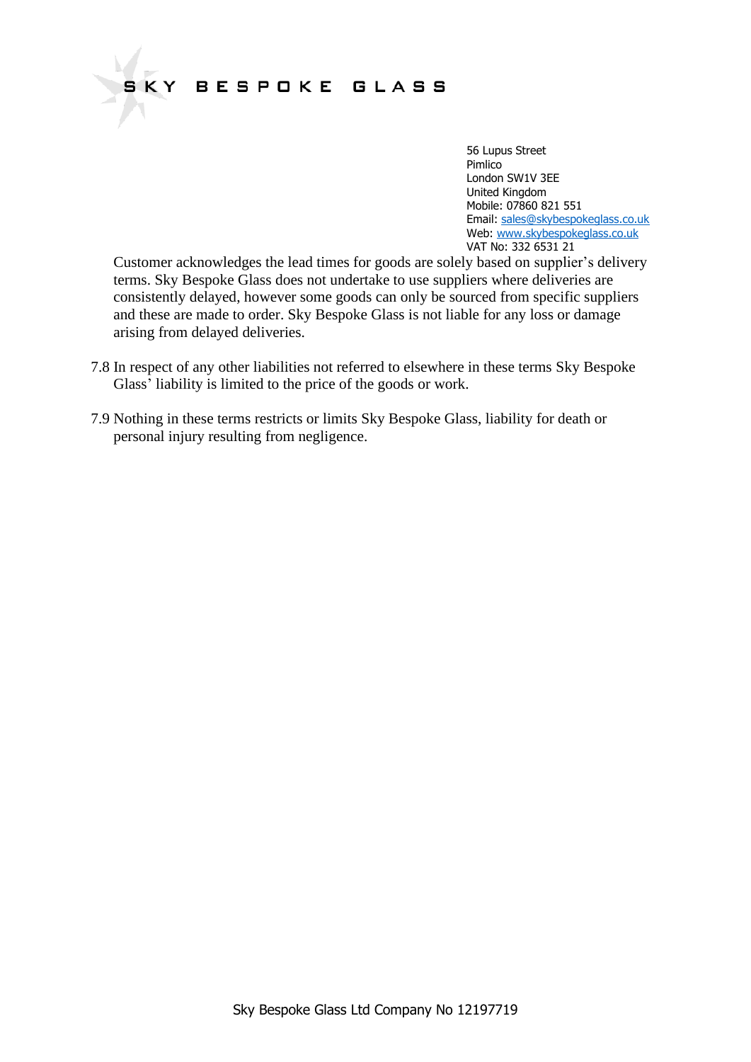Customer acknowledges the lead times for goods are solely based on supplier's delivery terms. Sky Bespoke Glass does not undertake to use suppliers where deliveries are consistently delayed, however some goods can only be sourced from specific suppliers and these are made to order. Sky Bespoke Glass is not liable for any loss or damage arising from delayed deliveries.

7.8 In respect of any other liabilities not referred to elsewhere in these terms Sky Bespoke Glass' liability is limited to the price of the goods or work.

7.9 Nothing in these terms restricts or limits Sky Bespoke Glass, liability for death or personal injury resulting from negligence.